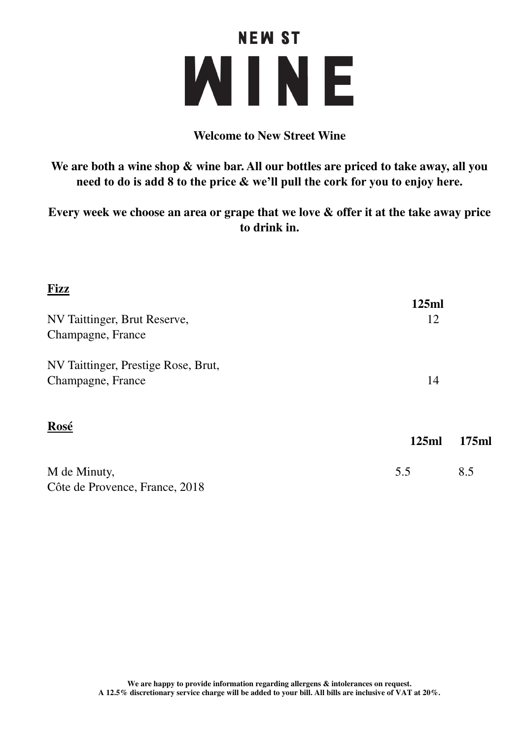# NEW ST WINE

**Welcome to New Street Wine**

**We are both a wine shop & wine bar. All our bottles are priced to take away, all you need to do is add 8 to the price & we'll pull the cork for you to enjoy here.**

**Every week we choose an area or grape that we love & offer it at the take away price to drink in.**

## Fizz

| | 125ml |
|---|---|
| NV Taittinger, Brut Reserve, Champagne, France | 12 |
| NV Taittinger, Prestige Rose, Brut, Champagne, France | 14 |

## Rosé

| | 125ml | 175ml |
|---|---|---|
| M de Minuty, Côte de Provence, France, 2018 | 5.5 | 8.5 |

**We are happy to provide information regarding allergens & intolerances on request.**
**A 12.5% discretionary service charge will be added to your bill. All bills are inclusive of VAT at 20%.**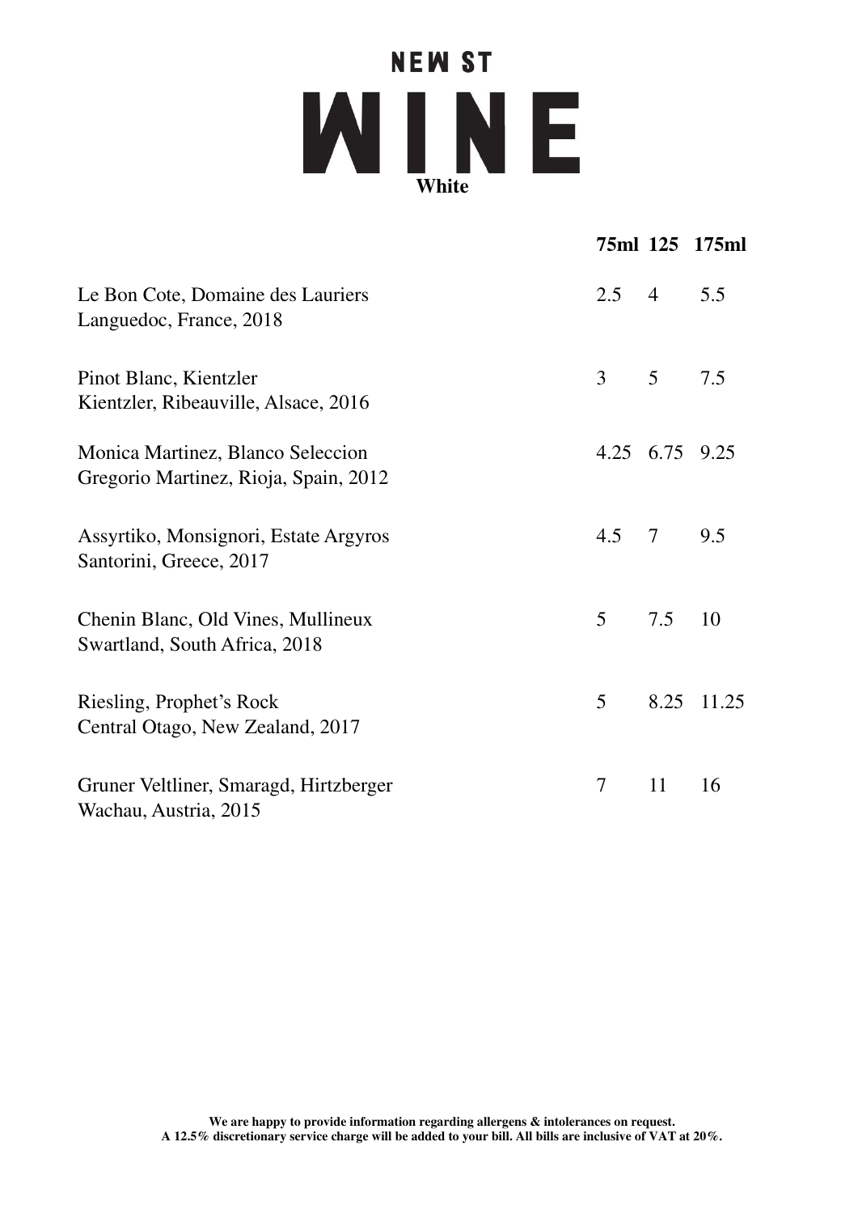# NEW ST WINE

## White

| | 75ml | 125 | 175ml |
|---|---|---|---|
| Le Bon Cote, Domaine des Lauriers<br>Languedoc, France, 2018 | 2.5 | 4 | 5.5 |
| Pinot Blanc, Kientzler<br>Kientzler, Ribeauville, Alsace, 2016 | 3 | 5 | 7.5 |
| Monica Martinez, Blanco Seleccion<br>Gregorio Martinez, Rioja, Spain, 2012 | 4.25 | 6.75 | 9.25 |
| Assyrtiko, Monsignori, Estate Argyros<br>Santorini, Greece, 2017 | 4.5 | 7 | 9.5 |
| Chenin Blanc, Old Vines, Mullineux<br>Swartland, South Africa, 2018 | 5 | 7.5 | 10 |
| Riesling, Prophet's Rock<br>Central Otago, New Zealand, 2017 | 5 | 8.25 | 11.25 |
| Gruner Veltliner, Smaragd, Hirtzberger<br>Wachau, Austria, 2015 | 7 | 11 | 16 |

**We are happy to provide information regarding allergens & intolerances on request.**
**A 12.5% discretionary service charge will be added to your bill. All bills are inclusive of VAT at 20%.**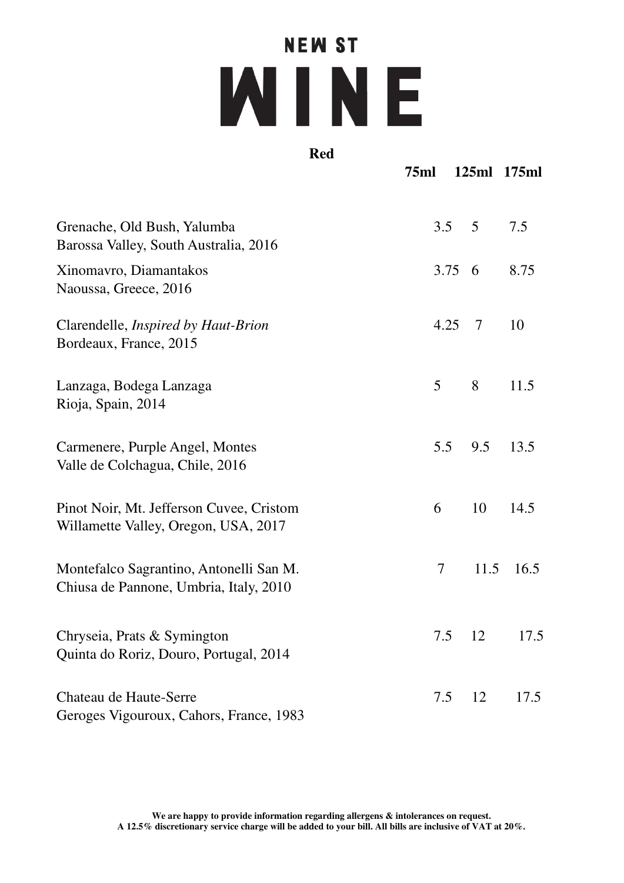# NEW ST WINE

## Red

| | 75ml | 125ml | 175ml |
|---|---|---|---|
| Grenache, Old Bush, Yalumba<br>Barossa Valley, South Australia, 2016 | 3.5 | 5 | 7.5 |
| Xinomavro, Diamantakos<br>Naoussa, Greece, 2016 | 3.75 | 6 | 8.75 |
| Clarendelle, *Inspired by Haut-Brion*<br>Bordeaux, France, 2015 | 4.25 | 7 | 10 |
| Lanzaga, Bodega Lanzaga<br>Rioja, Spain, 2014 | 5 | 8 | 11.5 |
| Carmenere, Purple Angel, Montes<br>Valle de Colchagua, Chile, 2016 | 5.5 | 9.5 | 13.5 |
| Pinot Noir, Mt. Jefferson Cuvee, Cristom<br>Willamette Valley, Oregon, USA, 2017 | 6 | 10 | 14.5 |
| Montefalco Sagrantino, Antonelli San M.<br>Chiusa de Pannone, Umbria, Italy, 2010 | 7 | 11.5 | 16.5 |
| Chryseia, Prats & Symington<br>Quinta do Roriz, Douro, Portugal, 2014 | 7.5 | 12 | 17.5 |
| Chateau de Haute-Serre<br>Geroges Vigouroux, Cahors, France, 1983 | 7.5 | 12 | 17.5 |

**We are happy to provide information regarding allergens & intolerances on request.**
**A 12.5% discretionary service charge will be added to your bill. All bills are inclusive of VAT at 20%.**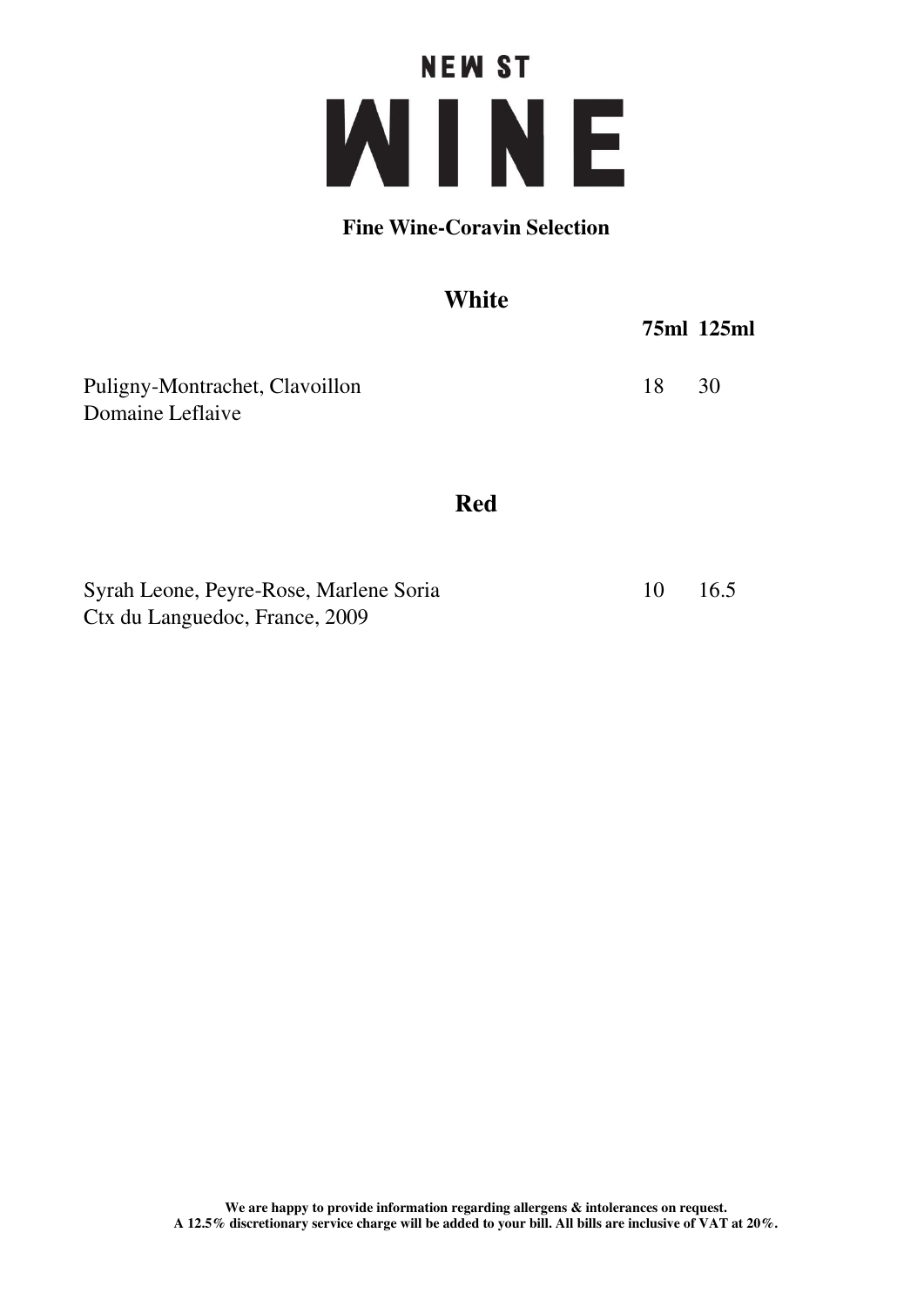# NEW ST WINE

**Fine Wine-Coravin Selection**

## White

| | 75ml | 125ml |
|---|---|---|
| Puligny-Montrachet, Clavoillon<br>Domaine Leflaive | 18 | 30 |

## Red

| | 75ml | 125ml |
|---|---|---|
| Syrah Leone, Peyre-Rose, Marlene Soria<br>Ctx du Languedoc, France, 2009 | 10 | 16.5 |

**We are happy to provide information regarding allergens & intolerances on request.**
**A 12.5% discretionary service charge will be added to your bill. All bills are inclusive of VAT at 20%.**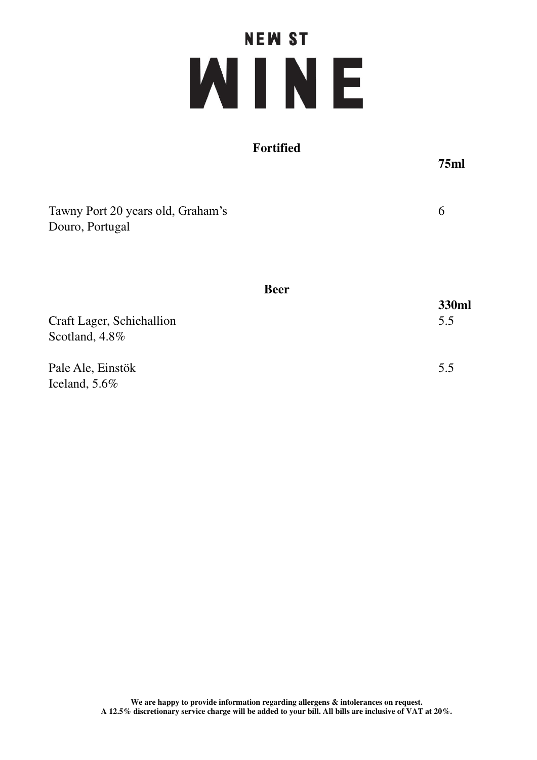# NEW ST
# WINE

## Fortified

| | 75ml |
|---|---|
| Tawny Port 20 years old, Graham's<br>Douro, Portugal | 6 |

## Beer

| | 330ml |
|---|---|
| Craft Lager, Schiehallion<br>Scotland, 4.8% | 5.5 |
| Pale Ale, Einstök<br>Iceland, 5.6% | 5.5 |

**We are happy to provide information regarding allergens & intolerances on request.**
**A 12.5% discretionary service charge will be added to your bill. All bills are inclusive of VAT at 20%.**